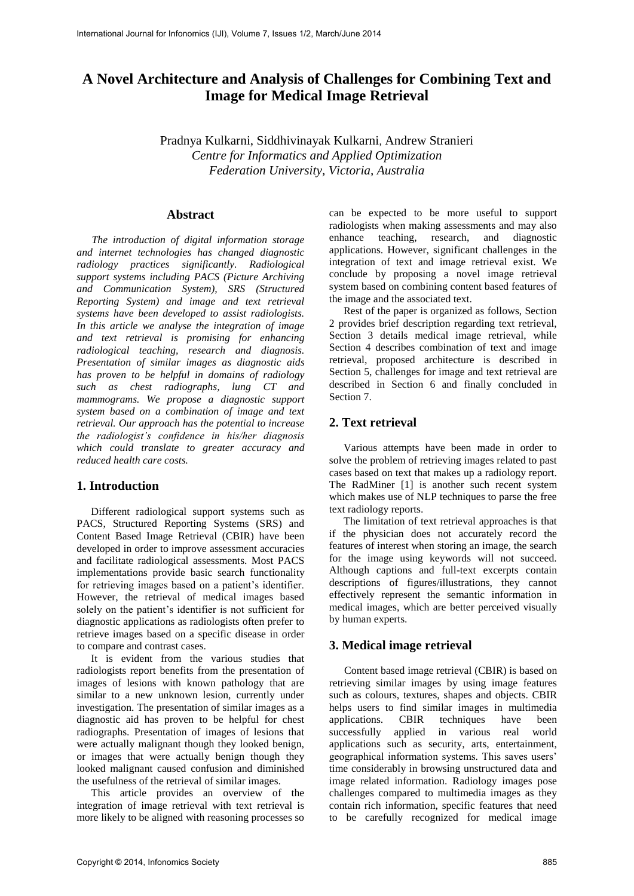# A Novel Architecture and Analysis of Challenges for Combining Text and Image for Medical Image Retrieval

Pradnya Kulkarni, Siddhivinayak Kulkarni, Andrew Stranieri
*Centre for Informatics and Applied Optimization*
*Federation University, Victoria, Australia*

## Abstract

*The introduction of digital information storage and internet technologies has changed diagnostic radiology practices significantly. Radiological support systems including PACS (Picture Archiving and Communication System), SRS (Structured Reporting System) and image and text retrieval systems have been developed to assist radiologists. In this article we analyse the integration of image and text retrieval is promising for enhancing radiological teaching, research and diagnosis. Presentation of similar images as diagnostic aids has proven to be helpful in domains of radiology such as chest radiographs, lung CT and mammograms. We propose a diagnostic support system based on a combination of image and text retrieval. Our approach has the potential to increase the radiologist's confidence in his/her diagnosis which could translate to greater accuracy and reduced health care costs.*

## 1. Introduction

Different radiological support systems such as PACS, Structured Reporting Systems (SRS) and Content Based Image Retrieval (CBIR) have been developed in order to improve assessment accuracies and facilitate radiological assessments. Most PACS implementations provide basic search functionality for retrieving images based on a patient's identifier. However, the retrieval of medical images based solely on the patient's identifier is not sufficient for diagnostic applications as radiologists often prefer to retrieve images based on a specific disease in order to compare and contrast cases.

It is evident from the various studies that radiologists report benefits from the presentation of images of lesions with known pathology that are similar to a new unknown lesion, currently under investigation. The presentation of similar images as a diagnostic aid has proven to be helpful for chest radiographs. Presentation of images of lesions that were actually malignant though they looked benign, or images that were actually benign though they looked malignant caused confusion and diminished the usefulness of the retrieval of similar images.

This article provides an overview of the integration of image retrieval with text retrieval is more likely to be aligned with reasoning processes so can be expected to be more useful to support radiologists when making assessments and may also enhance teaching, research, and diagnostic applications. However, significant challenges in the integration of text and image retrieval exist. We conclude by proposing a novel image retrieval system based on combining content based features of the image and the associated text.

Rest of the paper is organized as follows, Section 2 provides brief description regarding text retrieval, Section 3 details medical image retrieval, while Section 4 describes combination of text and image retrieval, proposed architecture is described in Section 5, challenges for image and text retrieval are described in Section 6 and finally concluded in Section 7.

## 2. Text retrieval

Various attempts have been made in order to solve the problem of retrieving images related to past cases based on text that makes up a radiology report. The RadMiner [1] is another such recent system which makes use of NLP techniques to parse the free text radiology reports.

The limitation of text retrieval approaches is that if the physician does not accurately record the features of interest when storing an image, the search for the image using keywords will not succeed. Although captions and full-text excerpts contain descriptions of figures/illustrations, they cannot effectively represent the semantic information in medical images, which are better perceived visually by human experts.

## 3. Medical image retrieval

Content based image retrieval (CBIR) is based on retrieving similar images by using image features such as colours, textures, shapes and objects. CBIR helps users to find similar images in multimedia applications. CBIR techniques have been successfully applied in various real world applications such as security, arts, entertainment, geographical information systems. This saves users' time considerably in browsing unstructured data and image related information. Radiology images pose challenges compared to multimedia images as they contain rich information, specific features that need to be carefully recognized for medical image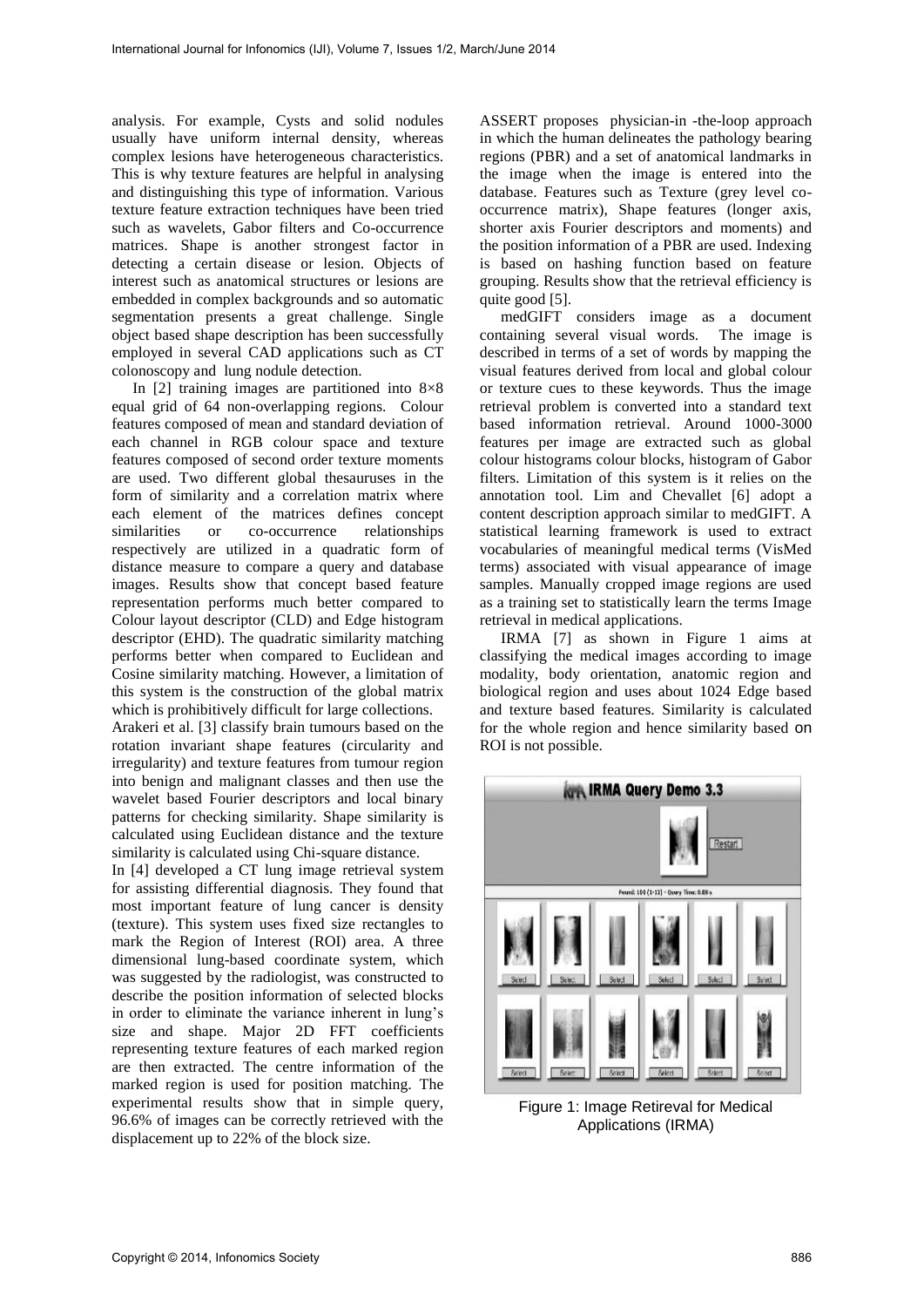analysis. For example, Cysts and solid nodules usually have uniform internal density, whereas complex lesions have heterogeneous characteristics. This is why texture features are helpful in analysing and distinguishing this type of information. Various texture feature extraction techniques have been tried such as wavelets, Gabor filters and Co-occurrence matrices. Shape is another strongest factor in detecting a certain disease or lesion. Objects of interest such as anatomical structures or lesions are embedded in complex backgrounds and so automatic segmentation presents a great challenge. Single object based shape description has been successfully employed in several CAD applications such as CT colonoscopy and lung nodule detection.

In [2] training images are partitioned into 8×8 equal grid of 64 non-overlapping regions. Colour features composed of mean and standard deviation of each channel in RGB colour space and texture features composed of second order texture moments are used. Two different global thesauruses in the form of similarity and a correlation matrix where each element of the matrices defines concept similarities or co-occurrence relationships respectively are utilized in a quadratic form of distance measure to compare a query and database images. Results show that concept based feature representation performs much better compared to Colour layout descriptor (CLD) and Edge histogram descriptor (EHD). The quadratic similarity matching performs better when compared to Euclidean and Cosine similarity matching. However, a limitation of this system is the construction of the global matrix which is prohibitively difficult for large collections.

Arakeri et al. [3] classify brain tumours based on the rotation invariant shape features (circularity and irregularity) and texture features from tumour region into benign and malignant classes and then use the wavelet based Fourier descriptors and local binary patterns for checking similarity. Shape similarity is calculated using Euclidean distance and the texture similarity is calculated using Chi-square distance.

In [4] developed a CT lung image retrieval system for assisting differential diagnosis. They found that most important feature of lung cancer is density (texture). This system uses fixed size rectangles to mark the Region of Interest (ROI) area. A three dimensional lung-based coordinate system, which was suggested by the radiologist, was constructed to describe the position information of selected blocks in order to eliminate the variance inherent in lung's size and shape. Major 2D FFT coefficients representing texture features of each marked region are then extracted. The centre information of the marked region is used for position matching. The experimental results show that in simple query, 96.6% of images can be correctly retrieved with the displacement up to 22% of the block size.

ASSERT proposes physician-in -the-loop approach in which the human delineates the pathology bearing regions (PBR) and a set of anatomical landmarks in the image when the image is entered into the database. Features such as Texture (grey level co-occurrence matrix), Shape features (longer axis, shorter axis Fourier descriptors and moments) and the position information of a PBR are used. Indexing is based on hashing function based on feature grouping. Results show that the retrieval efficiency is quite good [5].

medGIFT considers image as a document containing several visual words. The image is described in terms of a set of words by mapping the visual features derived from local and global colour or texture cues to these keywords. Thus the image retrieval problem is converted into a standard text based information retrieval. Around 1000-3000 features per image are extracted such as global colour histograms colour blocks, histogram of Gabor filters. Limitation of this system is it relies on the annotation tool. Lim and Chevallet [6] adopt a content description approach similar to medGIFT. A statistical learning framework is used to extract vocabularies of meaningful medical terms (VisMed terms) associated with visual appearance of image samples. Manually cropped image regions are used as a training set to statistically learn the terms Image retrieval in medical applications.

IRMA [7] as shown in Figure 1 aims at classifying the medical images according to image modality, body orientation, anatomic region and biological region and uses about 1024 Edge based and texture based features. Similarity is calculated for the whole region and hence similarity based on ROI is not possible.

Figure 1: Image Retrieval for Medical Applications (IRMA)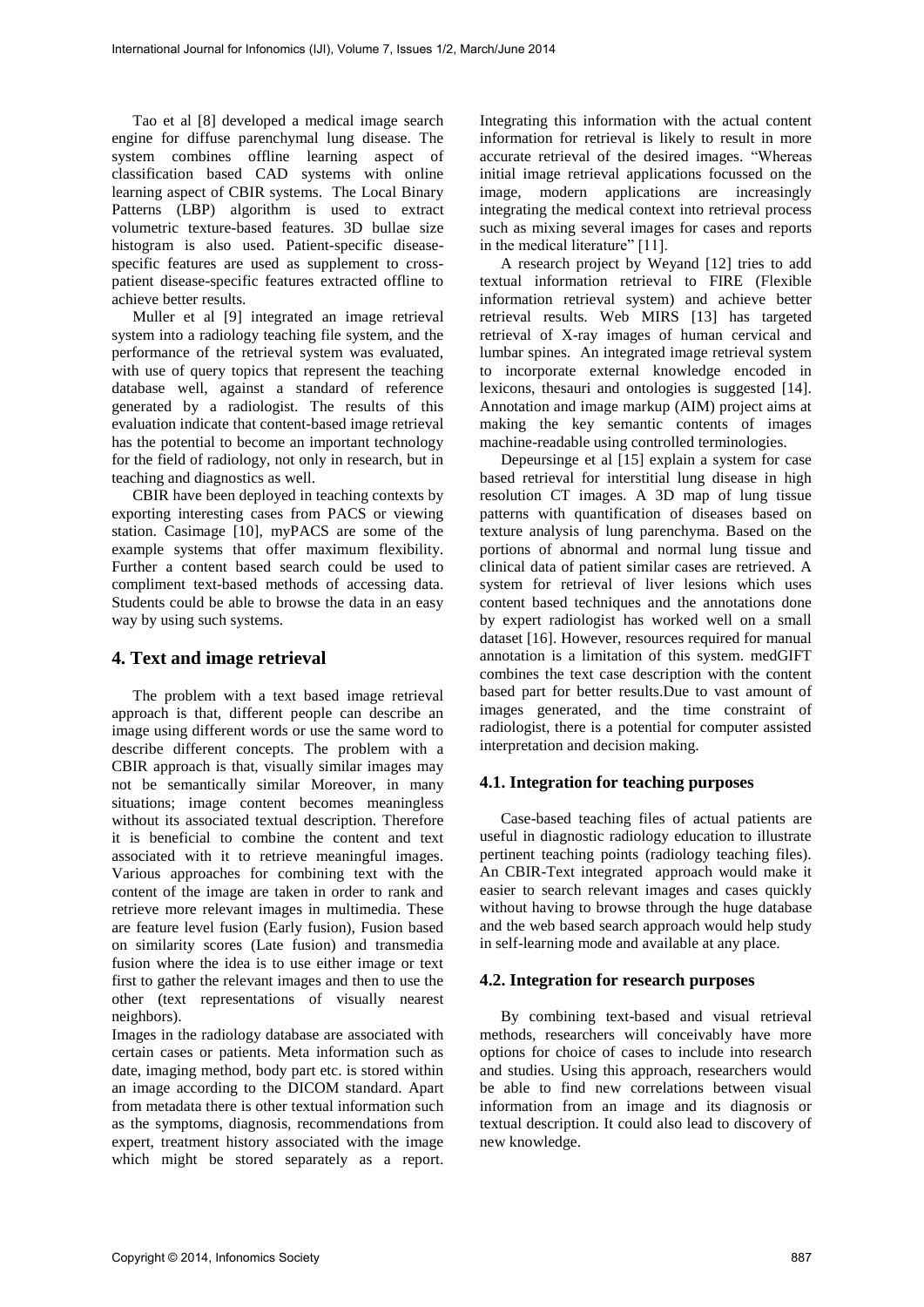Tao et al [8] developed a medical image search engine for diffuse parenchymal lung disease. The system combines offline learning aspect of classification based CAD systems with online learning aspect of CBIR systems. The Local Binary Patterns (LBP) algorithm is used to extract volumetric texture-based features. 3D bullae size histogram is also used. Patient-specific disease-specific features are used as supplement to cross-patient disease-specific features extracted offline to achieve better results.

Muller et al [9] integrated an image retrieval system into a radiology teaching file system, and the performance of the retrieval system was evaluated, with use of query topics that represent the teaching database well, against a standard of reference generated by a radiologist. The results of this evaluation indicate that content-based image retrieval has the potential to become an important technology for the field of radiology, not only in research, but in teaching and diagnostics as well.

CBIR have been deployed in teaching contexts by exporting interesting cases from PACS or viewing station. Casimage [10], myPACS are some of the example systems that offer maximum flexibility. Further a content based search could be used to compliment text-based methods of accessing data. Students could be able to browse the data in an easy way by using such systems.

## 4. Text and image retrieval

The problem with a text based image retrieval approach is that, different people can describe an image using different words or use the same word to describe different concepts. The problem with a CBIR approach is that, visually similar images may not be semantically similar Moreover, in many situations; image content becomes meaningless without its associated textual description. Therefore it is beneficial to combine the content and text associated with it to retrieve meaningful images. Various approaches for combining text with the content of the image are taken in order to rank and retrieve more relevant images in multimedia. These are feature level fusion (Early fusion), Fusion based on similarity scores (Late fusion) and transmedia fusion where the idea is to use either image or text first to gather the relevant images and then to use the other (text representations of visually nearest neighbors).

Images in the radiology database are associated with certain cases or patients. Meta information such as date, imaging method, body part etc. is stored within an image according to the DICOM standard. Apart from metadata there is other textual information such as the symptoms, diagnosis, recommendations from expert, treatment history associated with the image which might be stored separately as a report. Integrating this information with the actual content information for retrieval is likely to result in more accurate retrieval of the desired images. "Whereas initial image retrieval applications focussed on the image, modern applications are increasingly integrating the medical context into retrieval process such as mixing several images for cases and reports in the medical literature" [11].

A research project by Weyand [12] tries to add textual information retrieval to FIRE (Flexible information retrieval system) and achieve better retrieval results. Web MIRS [13] has targeted retrieval of X-ray images of human cervical and lumbar spines. An integrated image retrieval system to incorporate external knowledge encoded in lexicons, thesauri and ontologies is suggested [14]. Annotation and image markup (AIM) project aims at making the key semantic contents of images machine-readable using controlled terminologies.

Depeursinge et al [15] explain a system for case based retrieval for interstitial lung disease in high resolution CT images. A 3D map of lung tissue patterns with quantification of diseases based on texture analysis of lung parenchyma. Based on the portions of abnormal and normal lung tissue and clinical data of patient similar cases are retrieved. A system for retrieval of liver lesions which uses content based techniques and the annotations done by expert radiologist has worked well on a small dataset [16]. However, resources required for manual annotation is a limitation of this system. medGIFT combines the text case description with the content based part for better results.Due to vast amount of images generated, and the time constraint of radiologist, there is a potential for computer assisted interpretation and decision making.

### 4.1. Integration for teaching purposes

Case-based teaching files of actual patients are useful in diagnostic radiology education to illustrate pertinent teaching points (radiology teaching files). An CBIR-Text integrated approach would make it easier to search relevant images and cases quickly without having to browse through the huge database and the web based search approach would help study in self-learning mode and available at any place.

### 4.2. Integration for research purposes

By combining text-based and visual retrieval methods, researchers will conceivably have more options for choice of cases to include into research and studies. Using this approach, researchers would be able to find new correlations between visual information from an image and its diagnosis or textual description. It could also lead to discovery of new knowledge.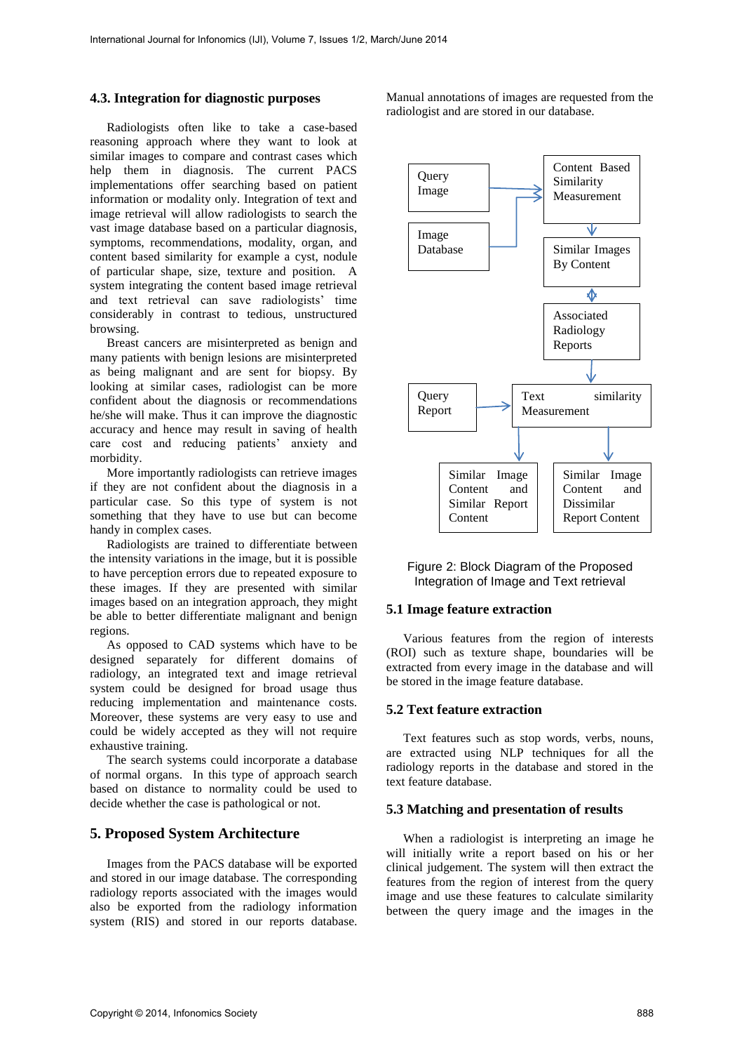### 4.3. Integration for diagnostic purposes

Radiologists often like to take a case-based reasoning approach where they want to look at similar images to compare and contrast cases which help them in diagnosis. The current PACS implementations offer searching based on patient information or modality only. Integration of text and image retrieval will allow radiologists to search the vast image database based on a particular diagnosis, symptoms, recommendations, modality, organ, and content based similarity for example a cyst, nodule of particular shape, size, texture and position. A system integrating the content based image retrieval and text retrieval can save radiologists' time considerably in contrast to tedious, unstructured browsing.

Breast cancers are misinterpreted as benign and many patients with benign lesions are misinterpreted as being malignant and are sent for biopsy. By looking at similar cases, radiologist can be more confident about the diagnosis or recommendations he/she will make. Thus it can improve the diagnostic accuracy and hence may result in saving of health care cost and reducing patients' anxiety and morbidity.

More importantly radiologists can retrieve images if they are not confident about the diagnosis in a particular case. So this type of system is not something that they have to use but can become handy in complex cases.

Radiologists are trained to differentiate between the intensity variations in the image, but it is possible to have perception errors due to repeated exposure to these images. If they are presented with similar images based on an integration approach, they might be able to better differentiate malignant and benign regions.

As opposed to CAD systems which have to be designed separately for different domains of radiology, an integrated text and image retrieval system could be designed for broad usage thus reducing implementation and maintenance costs. Moreover, these systems are very easy to use and could be widely accepted as they will not require exhaustive training.

The search systems could incorporate a database of normal organs. In this type of approach search based on distance to normality could be used to decide whether the case is pathological or not.

## 5. Proposed System Architecture

Images from the PACS database will be exported and stored in our image database. The corresponding radiology reports associated with the images would also be exported from the radiology information system (RIS) and stored in our reports database. Manual annotations of images are requested from the radiologist and are stored in our database.

Query Image → Content Based Similarity Measurement; Image Database → Content Based Similarity Measurement → Similar Images By Content ↔ Associated Radiology Reports → Text similarity Measurement; Query Report → Text similarity Measurement → Similar Image Content and Similar Report Content; Similar Image Content and Dissimilar Report Content

Figure 2: Block Diagram of the Proposed Integration of Image and Text retrieval

### 5.1 Image feature extraction

Various features from the region of interests (ROI) such as texture shape, boundaries will be extracted from every image in the database and will be stored in the image feature database.

### 5.2 Text feature extraction

Text features such as stop words, verbs, nouns, are extracted using NLP techniques for all the radiology reports in the database and stored in the text feature database.

### 5.3 Matching and presentation of results

When a radiologist is interpreting an image he will initially write a report based on his or her clinical judgement. The system will then extract the features from the region of interest from the query image and use these features to calculate similarity between the query image and the images in the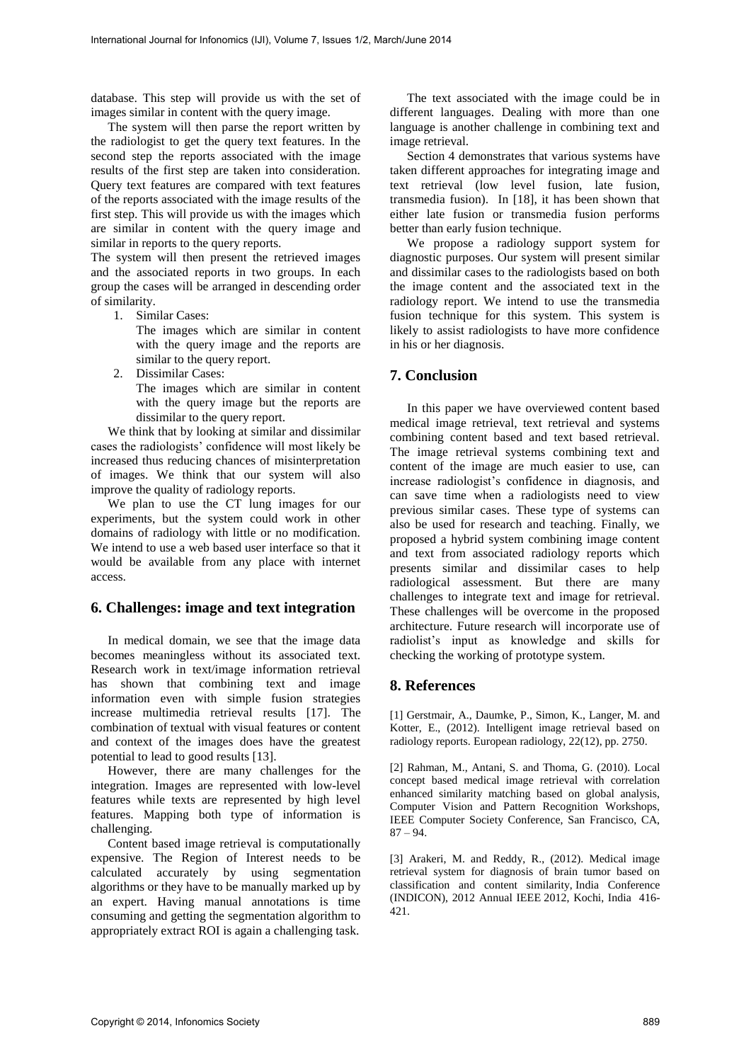database. This step will provide us with the set of images similar in content with the query image.

The system will then parse the report written by the radiologist to get the query text features. In the second step the reports associated with the image results of the first step are taken into consideration. Query text features are compared with text features of the reports associated with the image results of the first step. This will provide us with the images which are similar in content with the query image and similar in reports to the query reports.

The system will then present the retrieved images and the associated reports in two groups. In each group the cases will be arranged in descending order of similarity.

1. Similar Cases:
   The images which are similar in content with the query image and the reports are similar to the query report.
2. Dissimilar Cases:
   The images which are similar in content with the query image but the reports are dissimilar to the query report.

We think that by looking at similar and dissimilar cases the radiologists' confidence will most likely be increased thus reducing chances of misinterpretation of images. We think that our system will also improve the quality of radiology reports.

We plan to use the CT lung images for our experiments, but the system could work in other domains of radiology with little or no modification. We intend to use a web based user interface so that it would be available from any place with internet access.

## 6. Challenges: image and text integration

In medical domain, we see that the image data becomes meaningless without its associated text. Research work in text/image information retrieval has shown that combining text and image information even with simple fusion strategies increase multimedia retrieval results [17]. The combination of textual with visual features or content and context of the images does have the greatest potential to lead to good results [13].

However, there are many challenges for the integration. Images are represented with low-level features while texts are represented by high level features. Mapping both type of information is challenging.

Content based image retrieval is computationally expensive. The Region of Interest needs to be calculated accurately by using segmentation algorithms or they have to be manually marked up by an expert. Having manual annotations is time consuming and getting the segmentation algorithm to appropriately extract ROI is again a challenging task.

The text associated with the image could be in different languages. Dealing with more than one language is another challenge in combining text and image retrieval.

Section 4 demonstrates that various systems have taken different approaches for integrating image and text retrieval (low level fusion, late fusion, transmedia fusion). In [18], it has been shown that either late fusion or transmedia fusion performs better than early fusion technique.

We propose a radiology support system for diagnostic purposes. Our system will present similar and dissimilar cases to the radiologists based on both the image content and the associated text in the radiology report. We intend to use the transmedia fusion technique for this system. This system is likely to assist radiologists to have more confidence in his or her diagnosis.

## 7. Conclusion

In this paper we have overviewed content based medical image retrieval, text retrieval and systems combining content based and text based retrieval. The image retrieval systems combining text and content of the image are much easier to use, can increase radiologist's confidence in diagnosis, and can save time when a radiologists need to view previous similar cases. These type of systems can also be used for research and teaching. Finally, we proposed a hybrid system combining image content and text from associated radiology reports which presents similar and dissimilar cases to help radiological assessment. But there are many challenges to integrate text and image for retrieval. These challenges will be overcome in the proposed architecture. Future research will incorporate use of radiolist's input as knowledge and skills for checking the working of prototype system.

## 8. References

[1] Gerstmair, A., Daumke, P., Simon, K., Langer, M. and Kotter, E., (2012). Intelligent image retrieval based on radiology reports. European radiology, 22(12), pp. 2750.

[2] Rahman, M., Antani, S. and Thoma, G. (2010). Local concept based medical image retrieval with correlation enhanced similarity matching based on global analysis, Computer Vision and Pattern Recognition Workshops, IEEE Computer Society Conference, San Francisco, CA, 87 – 94.

[3] Arakeri, M. and Reddy, R., (2012). Medical image retrieval system for diagnosis of brain tumor based on classification and content similarity, India Conference (INDICON), 2012 Annual IEEE 2012, Kochi, India 416-421.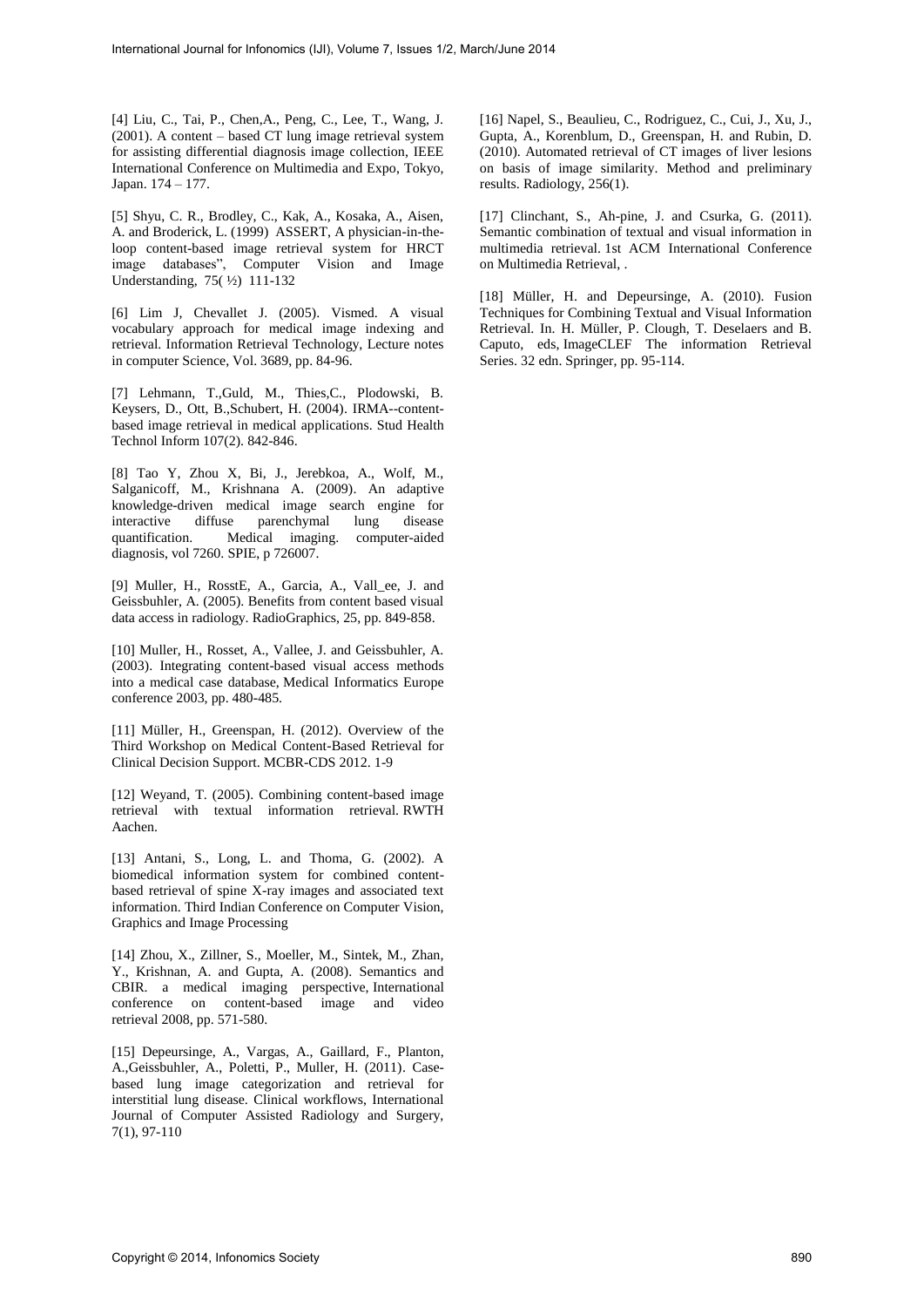[4] Liu, C., Tai, P., Chen,A., Peng, C., Lee, T., Wang, J. (2001). A content – based CT lung image retrieval system for assisting differential diagnosis image collection, IEEE International Conference on Multimedia and Expo, Tokyo, Japan. 174 – 177.

[5] Shyu, C. R., Brodley, C., Kak, A., Kosaka, A., Aisen, A. and Broderick, L. (1999) ASSERT, A physician-in-the-loop content-based image retrieval system for HRCT image databases", Computer Vision and Image Understanding, 75( ½) 111-132

[6] Lim J, Chevallet J. (2005). Vismed. A visual vocabulary approach for medical image indexing and retrieval. Information Retrieval Technology, Lecture notes in computer Science, Vol. 3689, pp. 84-96.

[7] Lehmann, T.,Guld, M., Thies,C., Plodowski, B. Keysers, D., Ott, B.,Schubert, H. (2004). IRMA--content-based image retrieval in medical applications. Stud Health Technol Inform 107(2). 842-846.

[8] Tao Y, Zhou X, Bi, J., Jerebkoa, A., Wolf, M., Salganicoff, M., Krishnana A. (2009). An adaptive knowledge-driven medical image search engine for interactive diffuse parenchymal lung disease quantification. Medical imaging. computer-aided diagnosis, vol 7260. SPIE, p 726007.

[9] Muller, H., RosstE, A., Garcia, A., Vall_ee, J. and Geissbuhler, A. (2005). Benefits from content based visual data access in radiology. RadioGraphics, 25, pp. 849-858.

[10] Muller, H., Rosset, A., Vallee, J. and Geissbuhler, A. (2003). Integrating content-based visual access methods into a medical case database, Medical Informatics Europe conference 2003, pp. 480-485.

[11] Müller, H., Greenspan, H. (2012). Overview of the Third Workshop on Medical Content-Based Retrieval for Clinical Decision Support. MCBR-CDS 2012. 1-9

[12] Weyand, T. (2005). Combining content-based image retrieval with textual information retrieval. RWTH Aachen.

[13] Antani, S., Long, L. and Thoma, G. (2002). A biomedical information system for combined content-based retrieval of spine X-ray images and associated text information. Third Indian Conference on Computer Vision, Graphics and Image Processing

[14] Zhou, X., Zillner, S., Moeller, M., Sintek, M., Zhan, Y., Krishnan, A. and Gupta, A. (2008). Semantics and CBIR. a medical imaging perspective, International conference on content-based image and video retrieval 2008, pp. 571-580.

[15] Depeursinge, A., Vargas, A., Gaillard, F., Planton, A.,Geissbuhler, A., Poletti, P., Muller, H. (2011). Case-based lung image categorization and retrieval for interstitial lung disease. Clinical workflows, International Journal of Computer Assisted Radiology and Surgery, 7(1), 97-110

[16] Napel, S., Beaulieu, C., Rodriguez, C., Cui, J., Xu, J., Gupta, A., Korenblum, D., Greenspan, H. and Rubin, D. (2010). Automated retrieval of CT images of liver lesions on basis of image similarity. Method and preliminary results. Radiology, 256(1).

[17] Clinchant, S., Ah-pine, J. and Csurka, G. (2011). Semantic combination of textual and visual information in multimedia retrieval. 1st ACM International Conference on Multimedia Retrieval, .

[18] Müller, H. and Depeursinge, A. (2010). Fusion Techniques for Combining Textual and Visual Information Retrieval. In. H. Müller, P. Clough, T. Deselaers and B. Caputo, eds, ImageCLEF The information Retrieval Series. 32 edn. Springer, pp. 95-114.